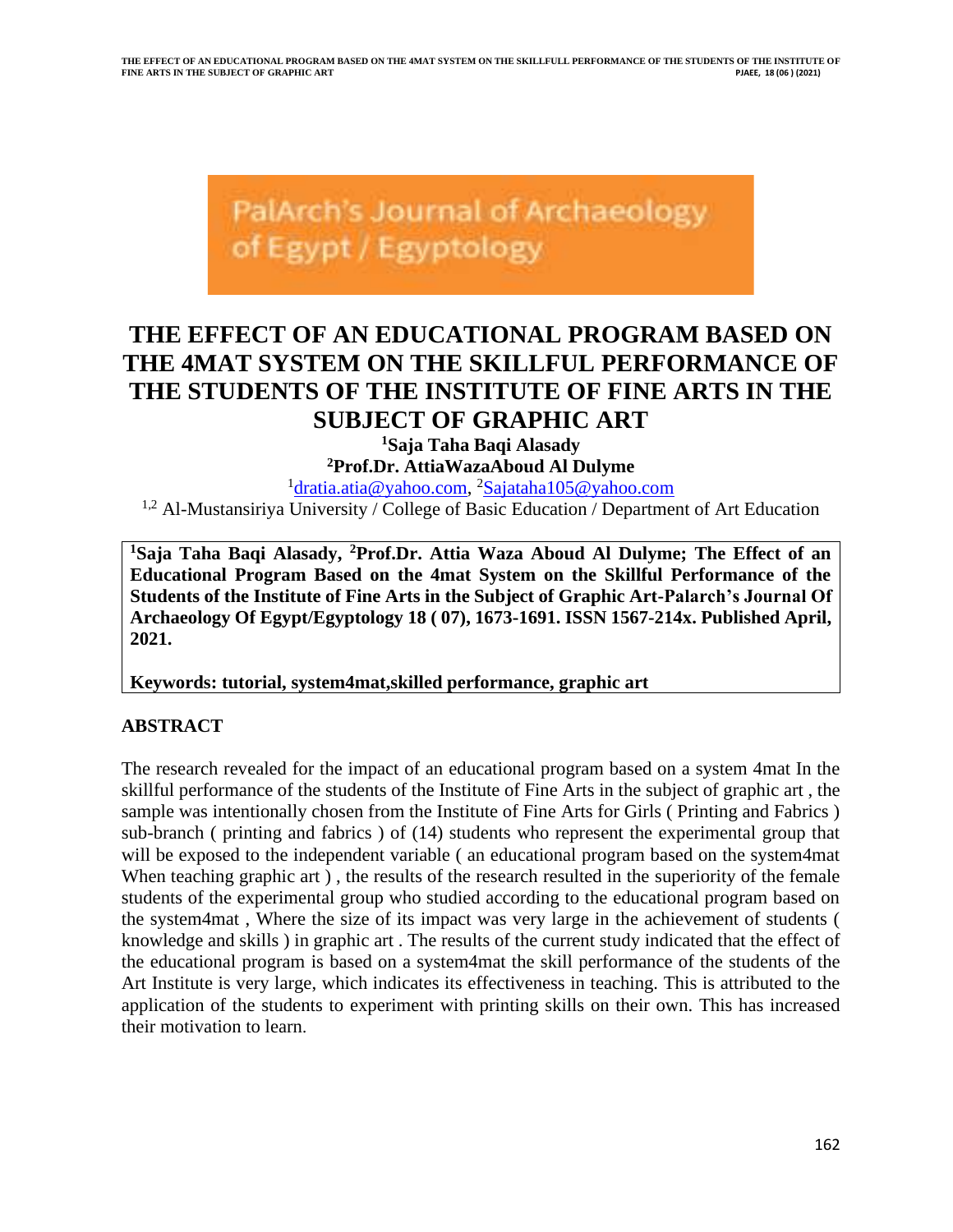PalArch's Journal of Archaeology of Egypt / Egyptology

# THE EFFECT OF AN EDUCATIONAL PROGRAM BASED ON THE 4MAT SYSTEM ON THE SKILLFUL PERFORMANCE OF THE STUDENTS OF THE INSTITUTE OF FINE ARTS IN THE SUBJECT OF GRAPHIC ART

**[1]Saja Taha Baqi Alasady**

**[2]Prof.Dr. AttiaWazaAboud Al Dulyme**

[1]dratia.atia@yahoo.com, [2]Sajataha105@yahoo.com

[1,2] Al-Mustansiriya University / College of Basic Education / Department of Art Education

**[1]Saja Taha Baqi Alasady, [2]Prof.Dr. Attia Waza Aboud Al Dulyme; The Effect of an Educational Program Based on the 4mat System on the Skillful Performance of the Students of the Institute of Fine Arts in the Subject of Graphic Art-Palarch's Journal Of Archaeology Of Egypt/Egyptology 18 ( 07), 1673-1691. ISSN 1567-214x. Published April, 2021.**

**Keywords: tutorial, system4mat,skilled performance, graphic art**

## ABSTRACT

The research revealed for the impact of an educational program based on a system 4mat In the skillful performance of the students of the Institute of Fine Arts in the subject of graphic art , the sample was intentionally chosen from the Institute of Fine Arts for Girls ( Printing and Fabrics ) sub-branch ( printing and fabrics ) of (14) students who represent the experimental group that will be exposed to the independent variable ( an educational program based on the system4mat When teaching graphic art ) , the results of the research resulted in the superiority of the female students of the experimental group who studied according to the educational program based on the system4mat , Where the size of its impact was very large in the achievement of students ( knowledge and skills ) in graphic art . The results of the current study indicated that the effect of the educational program is based on a system4mat the skill performance of the students of the Art Institute is very large, which indicates its effectiveness in teaching. This is attributed to the application of the students to experiment with printing skills on their own. This has increased their motivation to learn.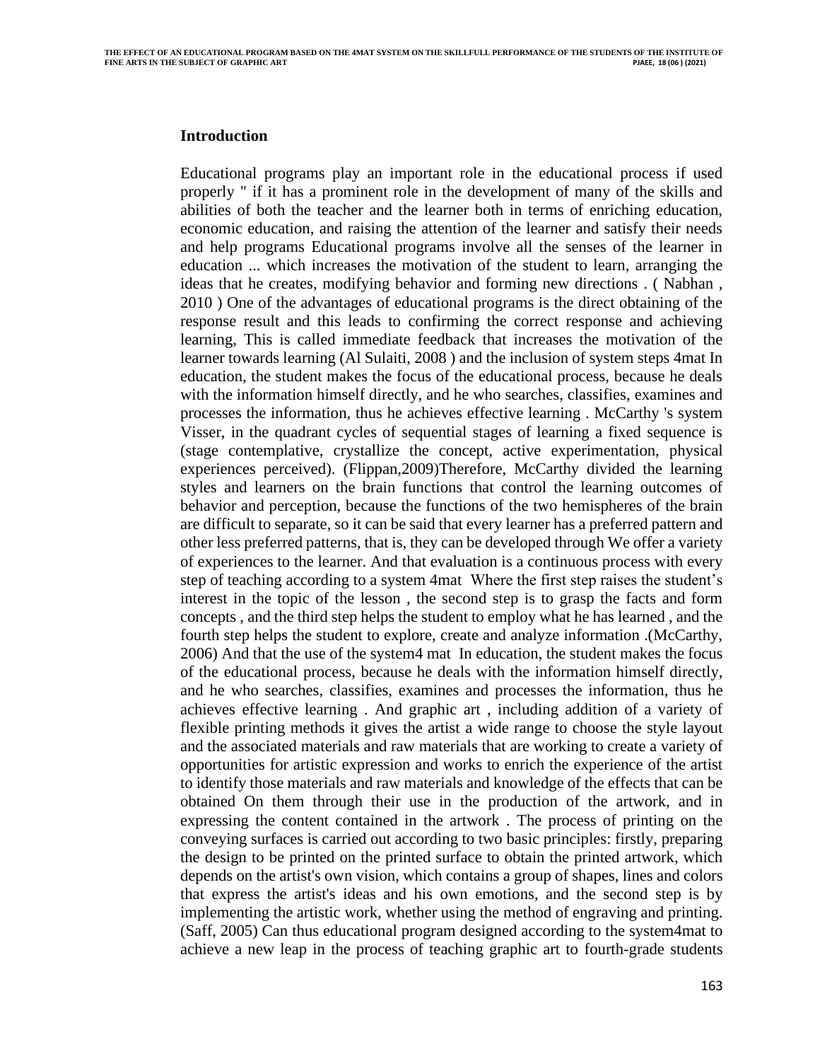## Introduction

Educational programs play an important role in the educational process if used properly " if it has a prominent role in the development of many of the skills and abilities of both the teacher and the learner both in terms of enriching education, economic education, and raising the attention of the learner and satisfy their needs and help programs Educational programs involve all the senses of the learner in education ... which increases the motivation of the student to learn, arranging the ideas that he creates, modifying behavior and forming new directions . ( Nabhan , 2010 ) One of the advantages of educational programs is the direct obtaining of the response result and this leads to confirming the correct response and achieving learning, This is called immediate feedback that increases the motivation of the learner towards learning (Al Sulaiti, 2008 ) and the inclusion of system steps 4mat In education, the student makes the focus of the educational process, because he deals with the information himself directly, and he who searches, classifies, examines and processes the information, thus he achieves effective learning . McCarthy 's system Visser, in the quadrant cycles of sequential stages of learning a fixed sequence is (stage contemplative, crystallize the concept, active experimentation, physical experiences perceived). (Flippan,2009)Therefore, McCarthy divided the learning styles and learners on the brain functions that control the learning outcomes of behavior and perception, because the functions of the two hemispheres of the brain are difficult to separate, so it can be said that every learner has a preferred pattern and other less preferred patterns, that is, they can be developed through We offer a variety of experiences to the learner. And that evaluation is a continuous process with every step of teaching according to a system 4mat Where the first step raises the student's interest in the topic of the lesson , the second step is to grasp the facts and form concepts , and the third step helps the student to employ what he has learned , and the fourth step helps the student to explore, create and analyze information .(McCarthy, 2006) And that the use of the system4 mat In education, the student makes the focus of the educational process, because he deals with the information himself directly, and he who searches, classifies, examines and processes the information, thus he achieves effective learning . And graphic art , including addition of a variety of flexible printing methods it gives the artist a wide range to choose the style layout and the associated materials and raw materials that are working to create a variety of opportunities for artistic expression and works to enrich the experience of the artist to identify those materials and raw materials and knowledge of the effects that can be obtained On them through their use in the production of the artwork, and in expressing the content contained in the artwork . The process of printing on the conveying surfaces is carried out according to two basic principles: firstly, preparing the design to be printed on the printed surface to obtain the printed artwork, which depends on the artist's own vision, which contains a group of shapes, lines and colors that express the artist's ideas and his own emotions, and the second step is by implementing the artistic work, whether using the method of engraving and printing. (Saff, 2005) Can thus educational program designed according to the system4mat to achieve a new leap in the process of teaching graphic art to fourth-grade students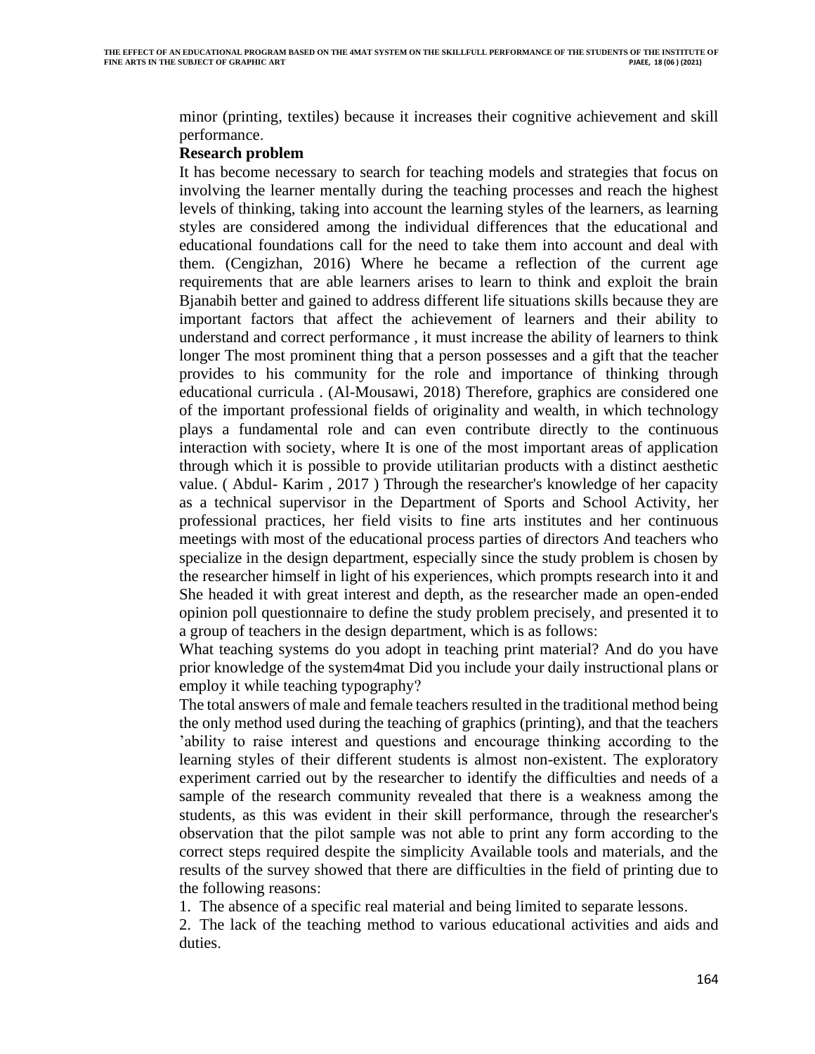minor (printing, textiles) because it increases their cognitive achievement and skill performance.

**Research problem**

It has become necessary to search for teaching models and strategies that focus on involving the learner mentally during the teaching processes and reach the highest levels of thinking, taking into account the learning styles of the learners, as learning styles are considered among the individual differences that the educational and educational foundations call for the need to take them into account and deal with them. (Cengizhan, 2016) Where he became a reflection of the current age requirements that are able learners arises to learn to think and exploit the brain Bjanabih better and gained to address different life situations skills because they are important factors that affect the achievement of learners and their ability to understand and correct performance , it must increase the ability of learners to think longer The most prominent thing that a person possesses and a gift that the teacher provides to his community for the role and importance of thinking through educational curricula . (Al-Mousawi, 2018) Therefore, graphics are considered one of the important professional fields of originality and wealth, in which technology plays a fundamental role and can even contribute directly to the continuous interaction with society, where It is one of the most important areas of application through which it is possible to provide utilitarian products with a distinct aesthetic value. ( Abdul- Karim , 2017 ) Through the researcher's knowledge of her capacity as a technical supervisor in the Department of Sports and School Activity, her professional practices, her field visits to fine arts institutes and her continuous meetings with most of the educational process parties of directors And teachers who specialize in the design department, especially since the study problem is chosen by the researcher himself in light of his experiences, which prompts research into it and She headed it with great interest and depth, as the researcher made an open-ended opinion poll questionnaire to define the study problem precisely, and presented it to a group of teachers in the design department, which is as follows:

What teaching systems do you adopt in teaching print material? And do you have prior knowledge of the system4mat Did you include your daily instructional plans or employ it while teaching typography?

The total answers of male and female teachers resulted in the traditional method being the only method used during the teaching of graphics (printing), and that the teachers 'ability to raise interest and questions and encourage thinking according to the learning styles of their different students is almost non-existent. The exploratory experiment carried out by the researcher to identify the difficulties and needs of a sample of the research community revealed that there is a weakness among the students, as this was evident in their skill performance, through the researcher's observation that the pilot sample was not able to print any form according to the correct steps required despite the simplicity Available tools and materials, and the results of the survey showed that there are difficulties in the field of printing due to the following reasons:

1. The absence of a specific real material and being limited to separate lessons.
2. The lack of the teaching method to various educational activities and aids and duties.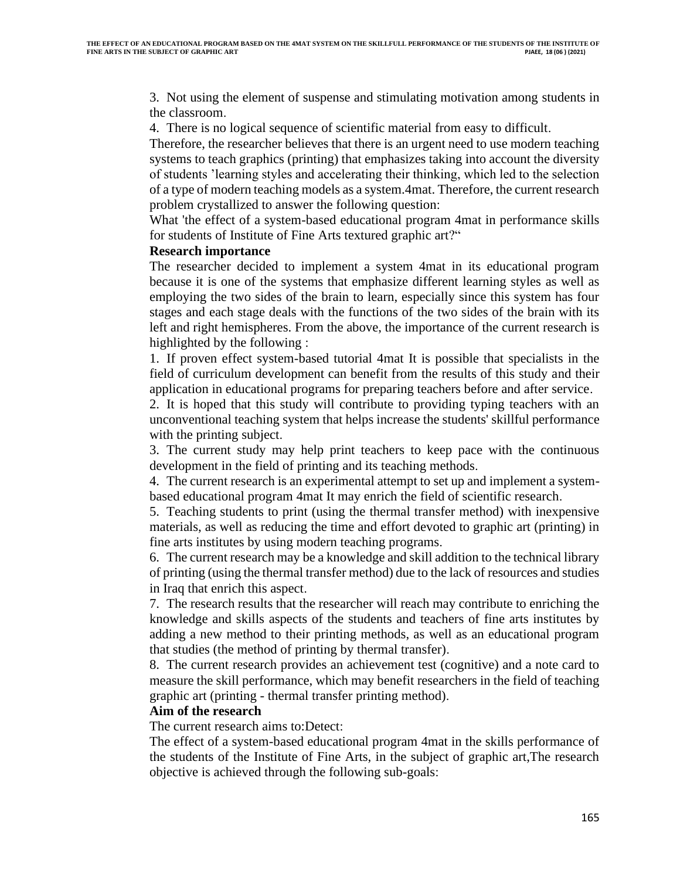3. Not using the element of suspense and stimulating motivation among students in the classroom.

4. There is no logical sequence of scientific material from easy to difficult.

Therefore, the researcher believes that there is an urgent need to use modern teaching systems to teach graphics (printing) that emphasizes taking into account the diversity of students 'learning styles and accelerating their thinking, which led to the selection of a type of modern teaching models as a system.4mat. Therefore, the current research problem crystallized to answer the following question:

What 'the effect of a system-based educational program 4mat in performance skills for students of Institute of Fine Arts textured graphic art?"

**Research importance**

The researcher decided to implement a system 4mat in its educational program because it is one of the systems that emphasize different learning styles as well as employing the two sides of the brain to learn, especially since this system has four stages and each stage deals with the functions of the two sides of the brain with its left and right hemispheres. From the above, the importance of the current research is highlighted by the following :

1. If proven effect system-based tutorial 4mat It is possible that specialists in the field of curriculum development can benefit from the results of this study and their application in educational programs for preparing teachers before and after service.
2. It is hoped that this study will contribute to providing typing teachers with an unconventional teaching system that helps increase the students' skillful performance with the printing subject.
3. The current study may help print teachers to keep pace with the continuous development in the field of printing and its teaching methods.
4. The current research is an experimental attempt to set up and implement a system-based educational program 4mat It may enrich the field of scientific research.
5. Teaching students to print (using the thermal transfer method) with inexpensive materials, as well as reducing the time and effort devoted to graphic art (printing) in fine arts institutes by using modern teaching programs.
6. The current research may be a knowledge and skill addition to the technical library of printing (using the thermal transfer method) due to the lack of resources and studies in Iraq that enrich this aspect.
7. The research results that the researcher will reach may contribute to enriching the knowledge and skills aspects of the students and teachers of fine arts institutes by adding a new method to their printing methods, as well as an educational program that studies (the method of printing by thermal transfer).
8. The current research provides an achievement test (cognitive) and a note card to measure the skill performance, which may benefit researchers in the field of teaching graphic art (printing - thermal transfer printing method).

**Aim of the research**

The current research aims to:Detect:

The effect of a system-based educational program 4mat in the skills performance of the students of the Institute of Fine Arts, in the subject of graphic art,The research objective is achieved through the following sub-goals: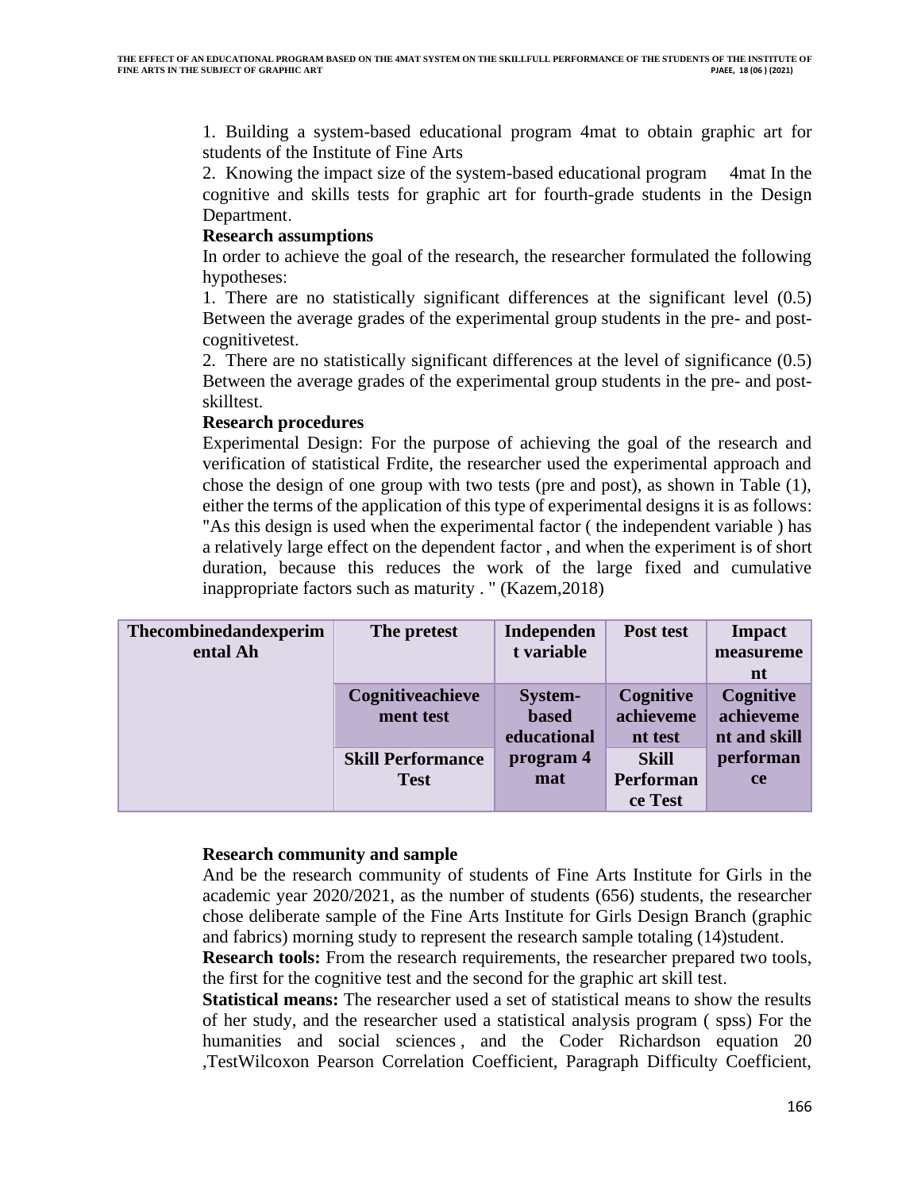1. Building a system-based educational program 4mat to obtain graphic art for students of the Institute of Fine Arts
2. Knowing the impact size of the system-based educational program 4mat In the cognitive and skills tests for graphic art for fourth-grade students in the Design Department.

**Research assumptions**

In order to achieve the goal of the research, the researcher formulated the following hypotheses:

1. There are no statistically significant differences at the significant level (0.5) Between the average grades of the experimental group students in the pre- and post-cognitivetest.
2. There are no statistically significant differences at the level of significance (0.5) Between the average grades of the experimental group students in the pre- and post-skilltest.

**Research procedures**

Experimental Design: For the purpose of achieving the goal of the research and verification of statistical Frdite, the researcher used the experimental approach and chose the design of one group with two tests (pre and post), as shown in Table (1), either the terms of the application of this type of experimental designs it is as follows: "As this design is used when the experimental factor ( the independent variable ) has a relatively large effect on the dependent factor , and when the experiment is of short duration, because this reduces the work of the large fixed and cumulative inappropriate factors such as maturity . " (Kazem,2018)

| **Thecombinedandexperimental Ah** | **The pretest** | **Independent variable** | **Post test** | **Impact measurement** |
|---|---|---|---|---|
| | **Cognitiveachievement test** | **System-based educational program 4 mat** | **Cognitive achievement test** | **Cognitive achievement and skill performance** |
| | **Skill Performance Test** | | **Skill Performance Test** | |

**Research community and sample**

And be the research community of students of Fine Arts Institute for Girls in the academic year 2020/2021, as the number of students (656) students, the researcher chose deliberate sample of the Fine Arts Institute for Girls Design Branch (graphic and fabrics) morning study to represent the research sample totaling (14)student.

**Research tools:** From the research requirements, the researcher prepared two tools, the first for the cognitive test and the second for the graphic art skill test.

**Statistical means:** The researcher used a set of statistical means to show the results of her study, and the researcher used a statistical analysis program ( spss) For the humanities and social sciences , and the Coder Richardson equation 20 ,TestWilcoxon Pearson Correlation Coefficient, Paragraph Difficulty Coefficient,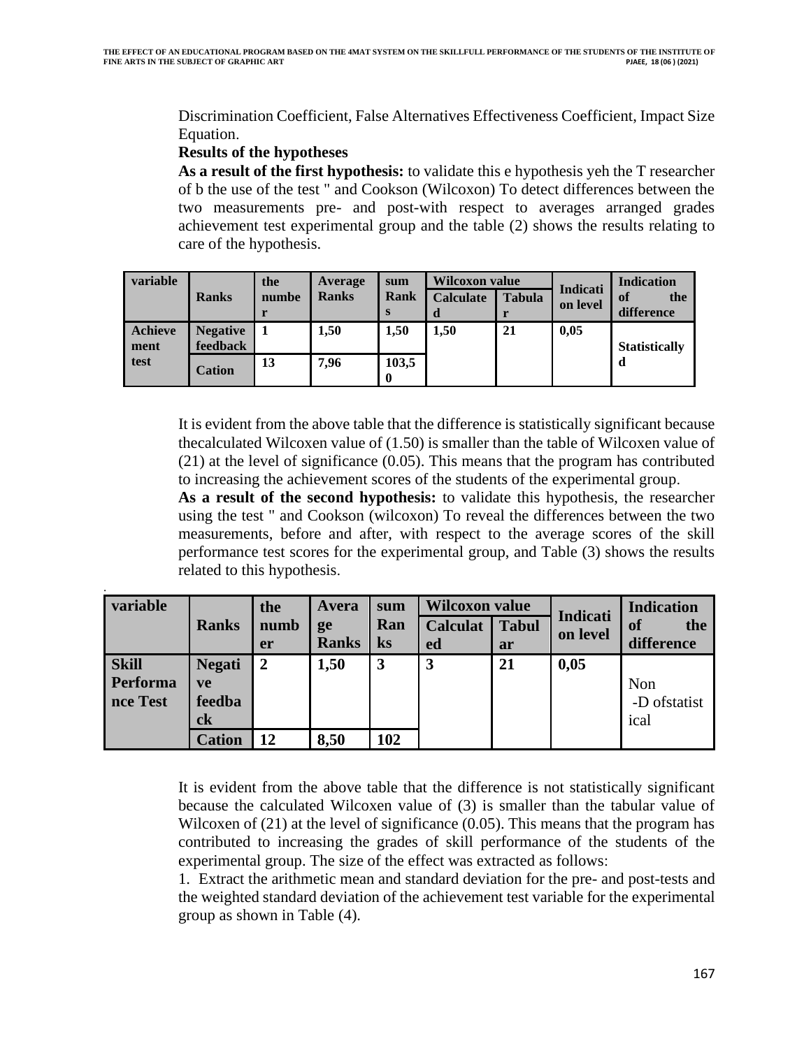Discrimination Coefficient, False Alternatives Effectiveness Coefficient, Impact Size Equation.

**Results of the hypotheses**

**As a result of the first hypothesis:** to validate this e hypothesis yeh the T researcher of b the use of the test " and Cookson (Wilcoxon) To detect differences between the two measurements pre- and post-with respect to averages arranged grades achievement test experimental group and the table (2) shows the results relating to care of the hypothesis.

| variable | Ranks | the number | Average Ranks | sum Ranks | Wilcoxon value | | Indication level | Indication of the difference |
|---|---|---|---|---|---|---|---|---|
| | | | | | Calculated | Tabular | | |
| Achievement test | Negative feedback | 1 | 1,50 | 1,50 | 1,50 | 21 | 0,05 | Statistically d |
| | Cation | 13 | 7,96 | 103,50 | | | | |

It is evident from the above table that the difference is statistically significant because thecalculated Wilcoxen value of (1.50) is smaller than the table of Wilcoxen value of (21) at the level of significance (0.05). This means that the program has contributed to increasing the achievement scores of the students of the experimental group.

**As a result of the second hypothesis:** to validate this hypothesis, the researcher using the test " and Cookson (wilcoxon) To reveal the differences between the two measurements, before and after, with respect to the average scores of the skill performance test scores for the experimental group, and Table (3) shows the results related to this hypothesis.

| variable | Ranks | the number | Average Ranks | sum Ranks | Wilcoxon value | | Indication level | Indication of the difference |
|---|---|---|---|---|---|---|---|---|
| | | | | | Calculated | Tabular | | |
| Skill Performance Test | Negative feedback | 2 | 1,50 | 3 | 3 | 21 | 0,05 | Non -D ofstatistical |
| | Cation | 12 | 8,50 | 102 | | | | |

It is evident from the above table that the difference is not statistically significant because the calculated Wilcoxen value of (3) is smaller than the tabular value of Wilcoxen of (21) at the level of significance (0.05). This means that the program has contributed to increasing the grades of skill performance of the students of the experimental group. The size of the effect was extracted as follows:

1. Extract the arithmetic mean and standard deviation for the pre- and post-tests and the weighted standard deviation of the achievement test variable for the experimental group as shown in Table (4).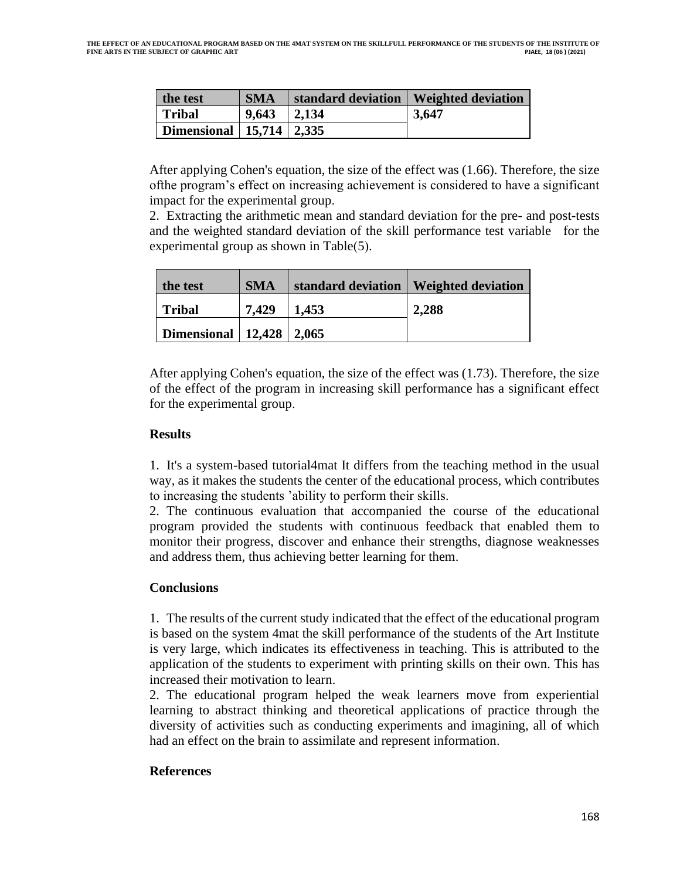| the test | SMA | standard deviation | Weighted deviation |
| --- | --- | --- | --- |
| Tribal | 9,643 | 2,134 | 3,647 |
| Dimensional | 15,714 | 2,335 | |

After applying Cohen's equation, the size of the effect was (1.66). Therefore, the size ofthe program's effect on increasing achievement is considered to have a significant impact for the experimental group.

2. Extracting the arithmetic mean and standard deviation for the pre- and post-tests and the weighted standard deviation of the skill performance test variable for the experimental group as shown in Table(5).

| the test | SMA | standard deviation | Weighted deviation |
| --- | --- | --- | --- |
| Tribal | 7,429 | 1,453 | 2,288 |
| Dimensional | 12,428 | 2,065 | |

After applying Cohen's equation, the size of the effect was (1.73). Therefore, the size of the effect of the program in increasing skill performance has a significant effect for the experimental group.

## Results

1. It's a system-based tutorial4mat It differs from the teaching method in the usual way, as it makes the students the center of the educational process, which contributes to increasing the students 'ability to perform their skills.
2. The continuous evaluation that accompanied the course of the educational program provided the students with continuous feedback that enabled them to monitor their progress, discover and enhance their strengths, diagnose weaknesses and address them, thus achieving better learning for them.

## Conclusions

1. The results of the current study indicated that the effect of the educational program is based on the system 4mat the skill performance of the students of the Art Institute is very large, which indicates its effectiveness in teaching. This is attributed to the application of the students to experiment with printing skills on their own. This has increased their motivation to learn.
2. The educational program helped the weak learners move from experiential learning to abstract thinking and theoretical applications of practice through the diversity of activities such as conducting experiments and imagining, all of which had an effect on the brain to assimilate and represent information.

## References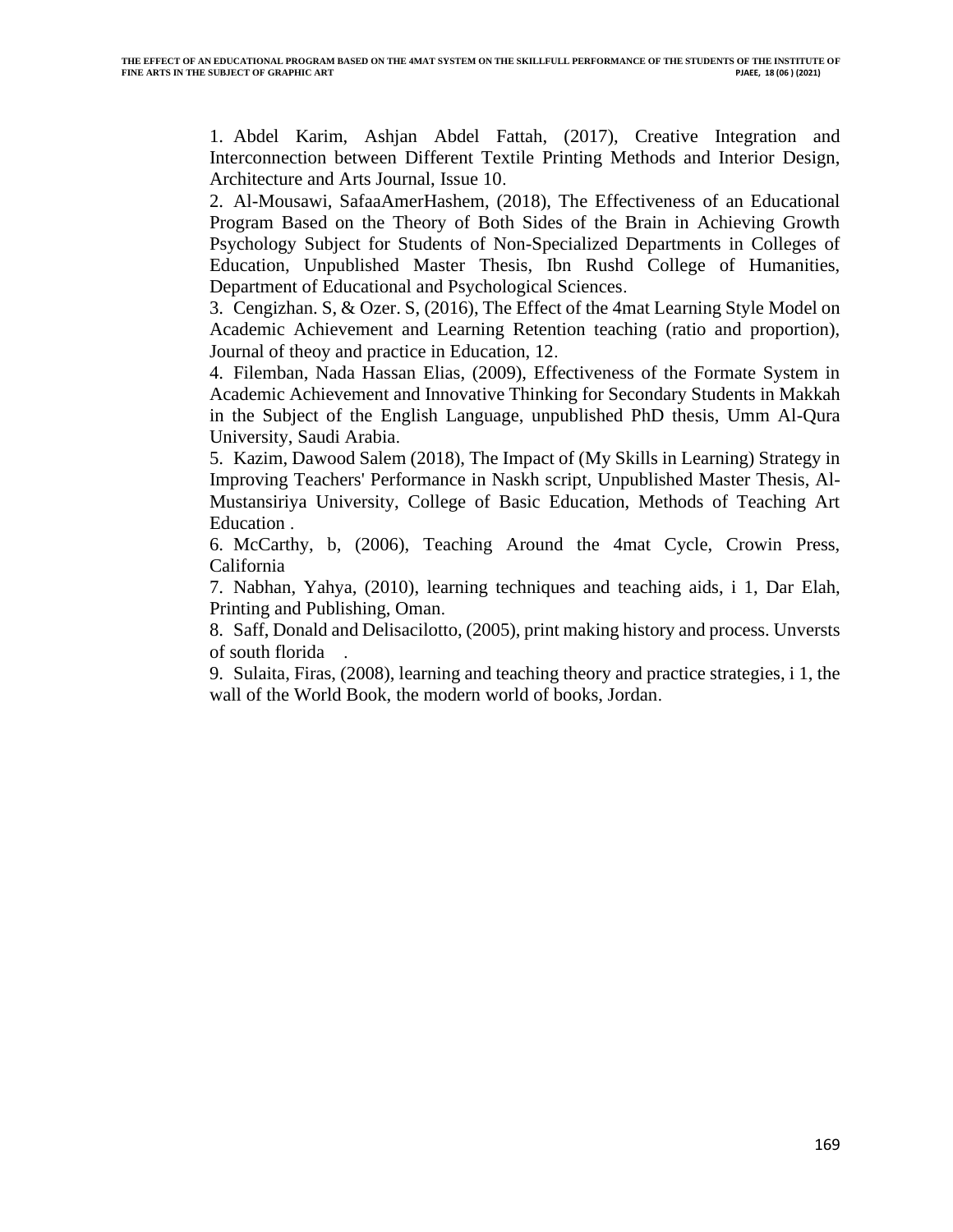1. Abdel Karim, Ashjan Abdel Fattah, (2017), Creative Integration and Interconnection between Different Textile Printing Methods and Interior Design, Architecture and Arts Journal, Issue 10.

2. Al-Mousawi, SafaaAmerHashem, (2018), The Effectiveness of an Educational Program Based on the Theory of Both Sides of the Brain in Achieving Growth Psychology Subject for Students of Non-Specialized Departments in Colleges of Education, Unpublished Master Thesis, Ibn Rushd College of Humanities, Department of Educational and Psychological Sciences.

3. Cengizhan. S, & Ozer. S, (2016), The Effect of the 4mat Learning Style Model on Academic Achievement and Learning Retention teaching (ratio and proportion), Journal of theoy and practice in Education, 12.

4. Filemban, Nada Hassan Elias, (2009), Effectiveness of the Formate System in Academic Achievement and Innovative Thinking for Secondary Students in Makkah in the Subject of the English Language, unpublished PhD thesis, Umm Al-Qura University, Saudi Arabia.

5. Kazim, Dawood Salem (2018), The Impact of (My Skills in Learning) Strategy in Improving Teachers' Performance in Naskh script, Unpublished Master Thesis, Al-Mustansiriya University, College of Basic Education, Methods of Teaching Art Education .

6. McCarthy, b, (2006), Teaching Around the 4mat Cycle, Crowin Press, California

7. Nabhan, Yahya, (2010), learning techniques and teaching aids, i 1, Dar Elah, Printing and Publishing, Oman.

8. Saff, Donald and Delisacilotto, (2005), print making history and process. Unversts of south florida .

9. Sulaita, Firas, (2008), learning and teaching theory and practice strategies, i 1, the wall of the World Book, the modern world of books, Jordan.